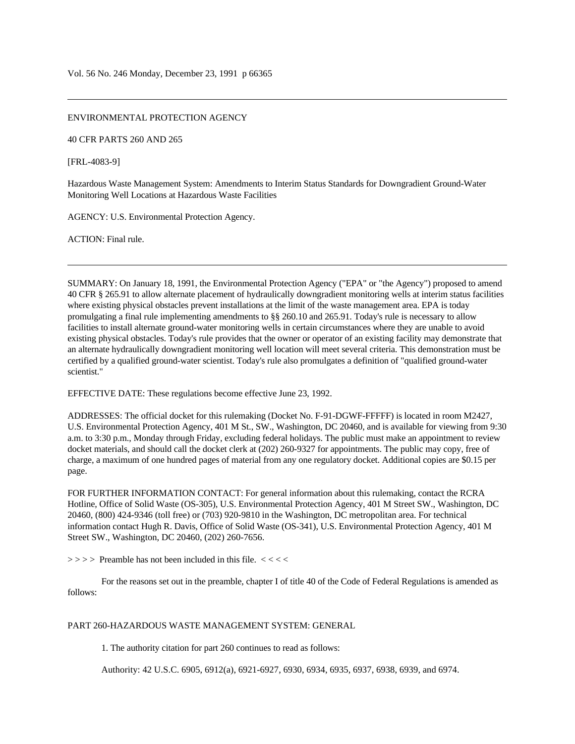Vol. 56 No. 246 Monday, December 23, 1991 p 66365

---

ENVIRONMENTAL PROTECTION AGENCY

40 CFR PARTS 260 AND 265

[FRL-4083-9]

Hazardous Waste Management System: Amendments to Interim Status Standards for Downgradient Ground-Water Monitoring Well Locations at Hazardous Waste Facilities

AGENCY: U.S. Environmental Protection Agency.

ACTION: Final rule.

---

SUMMARY: On January 18, 1991, the Environmental Protection Agency ("EPA" or "the Agency") proposed to amend 40 CFR § 265.91 to allow alternate placement of hydraulically downgradient monitoring wells at interim status facilities where existing physical obstacles prevent installations at the limit of the waste management area. EPA is today promulgating a final rule implementing amendments to §§ 260.10 and 265.91. Today's rule is necessary to allow facilities to install alternate ground-water monitoring wells in certain circumstances where they are unable to avoid existing physical obstacles. Today's rule provides that the owner or operator of an existing facility may demonstrate that an alternate hydraulically downgradient monitoring well location will meet several criteria. This demonstration must be certified by a qualified ground-water scientist. Today's rule also promulgates a definition of "qualified ground-water scientist."

EFFECTIVE DATE: These regulations become effective June 23, 1992.

ADDRESSES: The official docket for this rulemaking (Docket No. F-91-DGWF-FFFFF) is located in room M2427, U.S. Environmental Protection Agency, 401 M St., SW., Washington, DC 20460, and is available for viewing from 9:30 a.m. to 3:30 p.m., Monday through Friday, excluding federal holidays. The public must make an appointment to review docket materials, and should call the docket clerk at (202) 260-9327 for appointments. The public may copy, free of charge, a maximum of one hundred pages of material from any one regulatory docket. Additional copies are $0.15 per page.

FOR FURTHER INFORMATION CONTACT: For general information about this rulemaking, contact the RCRA Hotline, Office of Solid Waste (OS-305), U.S. Environmental Protection Agency, 401 M Street SW., Washington, DC 20460, (800) 424-9346 (toll free) or (703) 920-9810 in the Washington, DC metropolitan area. For technical information contact Hugh R. Davis, Office of Solid Waste (OS-341), U.S. Environmental Protection Agency, 401 M Street SW., Washington, DC 20460, (202) 260-7656.

> > > > Preamble has not been included in this file. < < < <

For the reasons set out in the preamble, chapter I of title 40 of the Code of Federal Regulations is amended as follows:

PART 260-HAZARDOUS WASTE MANAGEMENT SYSTEM: GENERAL

1. The authority citation for part 260 continues to read as follows:

Authority: 42 U.S.C. 6905, 6912(a), 6921-6927, 6930, 6934, 6935, 6937, 6938, 6939, and 6974.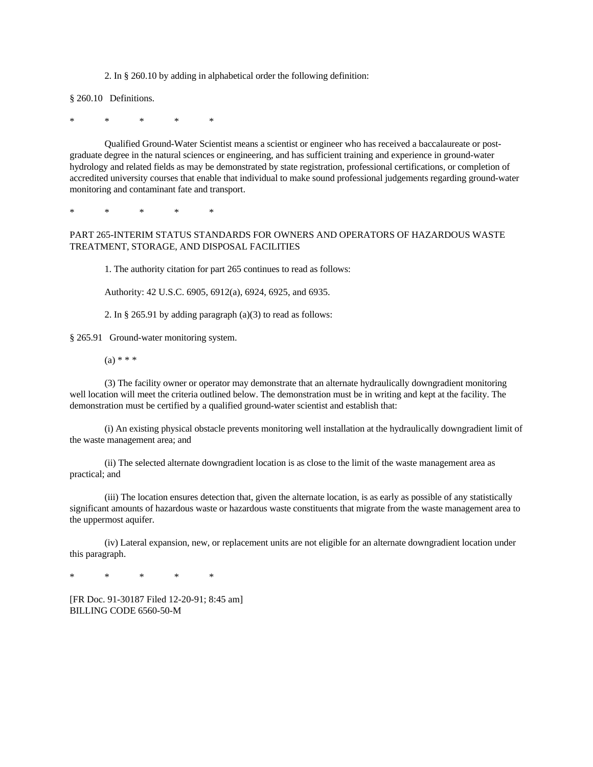2. In § 260.10 by adding in alphabetical order the following definition:

§ 260.10 Definitions.

\*  \*  \*  \*  \*

Qualified Ground-Water Scientist means a scientist or engineer who has received a baccalaureate or post-graduate degree in the natural sciences or engineering, and has sufficient training and experience in ground-water hydrology and related fields as may be demonstrated by state registration, professional certifications, or completion of accredited university courses that enable that individual to make sound professional judgements regarding ground-water monitoring and contaminant fate and transport.

\*  \*  \*  \*  \*

PART 265-INTERIM STATUS STANDARDS FOR OWNERS AND OPERATORS OF HAZARDOUS WASTE TREATMENT, STORAGE, AND DISPOSAL FACILITIES

1. The authority citation for part 265 continues to read as follows:

Authority: 42 U.S.C. 6905, 6912(a), 6924, 6925, and 6935.

2. In § 265.91 by adding paragraph (a)(3) to read as follows:

§ 265.91 Ground-water monitoring system.

(a) * * *

(3) The facility owner or operator may demonstrate that an alternate hydraulically downgradient monitoring well location will meet the criteria outlined below. The demonstration must be in writing and kept at the facility. The demonstration must be certified by a qualified ground-water scientist and establish that:

(i) An existing physical obstacle prevents monitoring well installation at the hydraulically downgradient limit of the waste management area; and

(ii) The selected alternate downgradient location is as close to the limit of the waste management area as practical; and

(iii) The location ensures detection that, given the alternate location, is as early as possible of any statistically significant amounts of hazardous waste or hazardous waste constituents that migrate from the waste management area to the uppermost aquifer.

(iv) Lateral expansion, new, or replacement units are not eligible for an alternate downgradient location under this paragraph.

\*  \*  \*  \*  \*

[FR Doc. 91-30187 Filed 12-20-91; 8:45 am]
BILLING CODE 6560-50-M